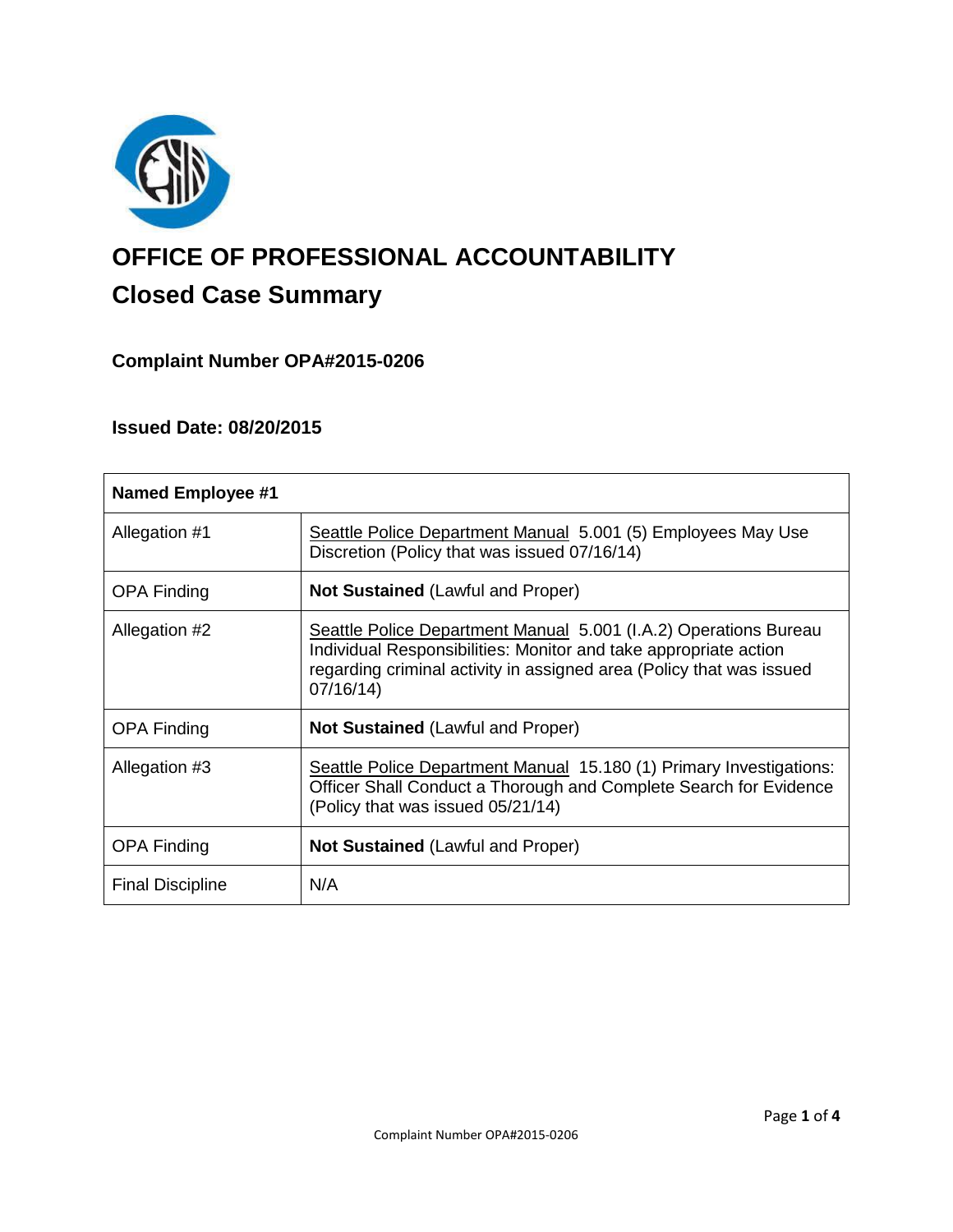# OFFICE OF PROFESSIONAL ACCOUNTABILITY

## Closed Case Summary

### Complaint Number OPA#2015-0206

### Issued Date: 08/20/2015

| Named Employee #1 | |
|---|---|
| Allegation #1 | Seattle Police Department Manual 5.001 (5) Employees May Use Discretion (Policy that was issued 07/16/14) |
| OPA Finding | **Not Sustained** (Lawful and Proper) |
| Allegation #2 | Seattle Police Department Manual 5.001 (I.A.2) Operations Bureau Individual Responsibilities: Monitor and take appropriate action regarding criminal activity in assigned area (Policy that was issued 07/16/14) |
| OPA Finding | **Not Sustained** (Lawful and Proper) |
| Allegation #3 | Seattle Police Department Manual 15.180 (1) Primary Investigations: Officer Shall Conduct a Thorough and Complete Search for Evidence (Policy that was issued 05/21/14) |
| OPA Finding | **Not Sustained** (Lawful and Proper) |
| Final Discipline | N/A |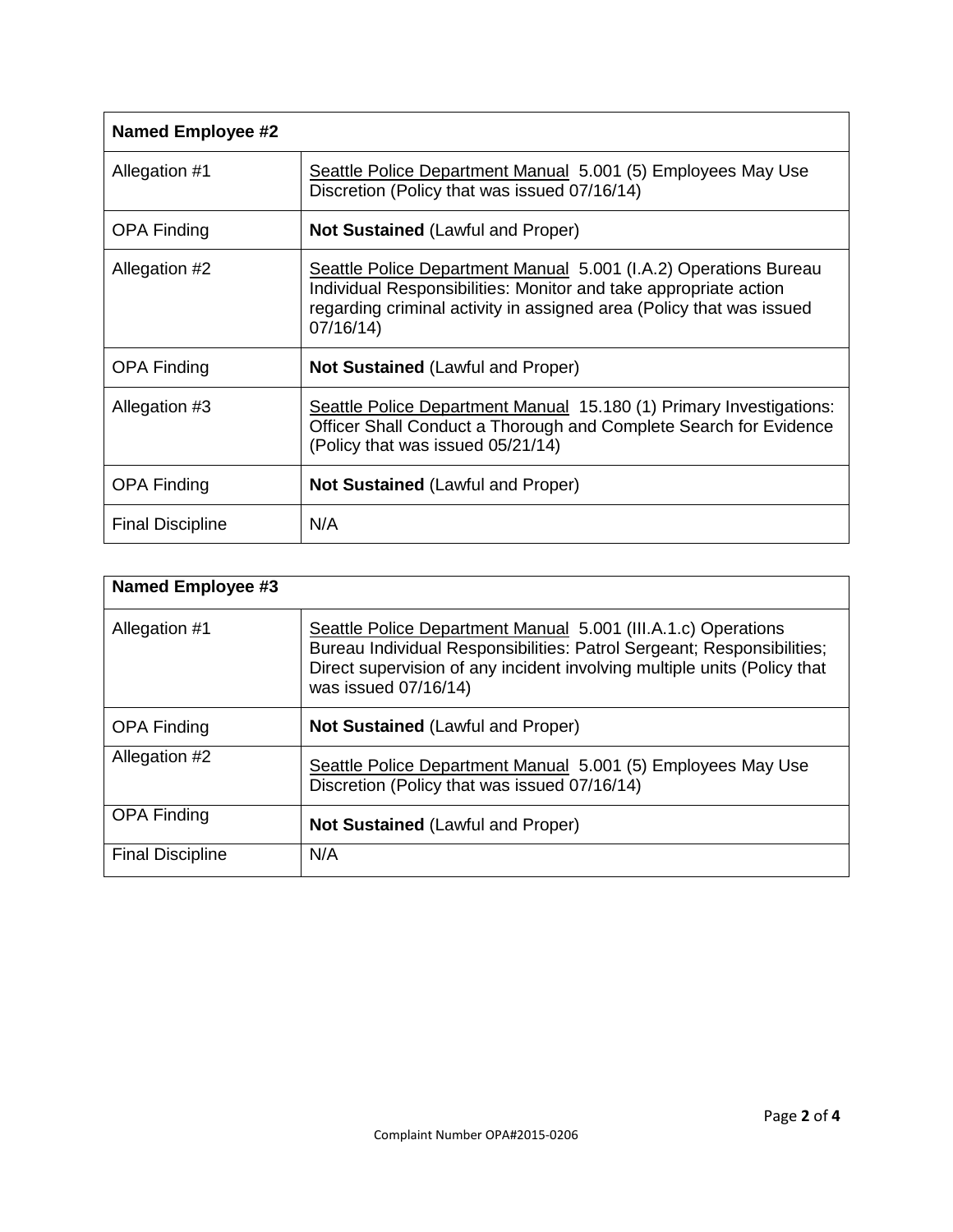| Named Employee #2 | |
|---|---|
| Allegation #1 | Seattle Police Department Manual 5.001 (5) Employees May Use Discretion (Policy that was issued 07/16/14) |
| OPA Finding | **Not Sustained** (Lawful and Proper) |
| Allegation #2 | Seattle Police Department Manual 5.001 (I.A.2) Operations Bureau Individual Responsibilities: Monitor and take appropriate action regarding criminal activity in assigned area (Policy that was issued 07/16/14) |
| OPA Finding | **Not Sustained** (Lawful and Proper) |
| Allegation #3 | Seattle Police Department Manual 15.180 (1) Primary Investigations: Officer Shall Conduct a Thorough and Complete Search for Evidence (Policy that was issued 05/21/14) |
| OPA Finding | **Not Sustained** (Lawful and Proper) |
| Final Discipline | N/A |

| Named Employee #3 | |
|---|---|
| Allegation #1 | Seattle Police Department Manual 5.001 (III.A.1.c) Operations Bureau Individual Responsibilities: Patrol Sergeant; Responsibilities; Direct supervision of any incident involving multiple units (Policy that was issued 07/16/14) |
| OPA Finding | **Not Sustained** (Lawful and Proper) |
| Allegation #2 | Seattle Police Department Manual 5.001 (5) Employees May Use Discretion (Policy that was issued 07/16/14) |
| OPA Finding | **Not Sustained** (Lawful and Proper) |
| Final Discipline | N/A |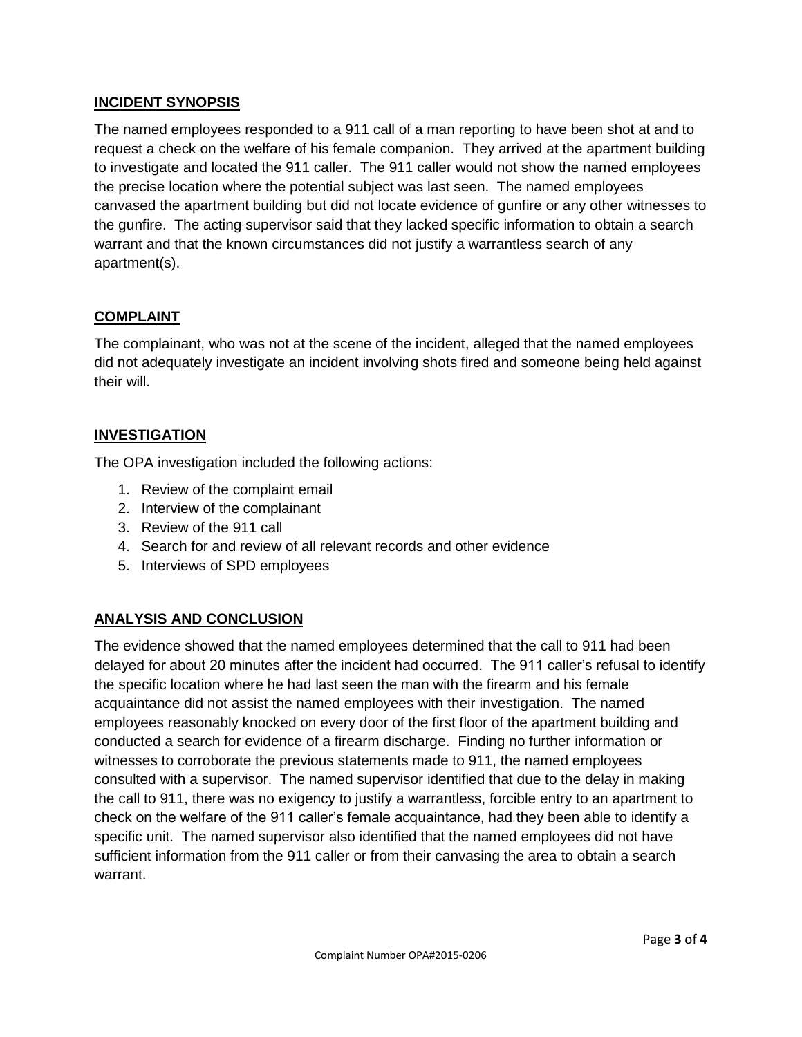## INCIDENT SYNOPSIS

The named employees responded to a 911 call of a man reporting to have been shot at and to request a check on the welfare of his female companion. They arrived at the apartment building to investigate and located the 911 caller. The 911 caller would not show the named employees the precise location where the potential subject was last seen. The named employees canvased the apartment building but did not locate evidence of gunfire or any other witnesses to the gunfire. The acting supervisor said that they lacked specific information to obtain a search warrant and that the known circumstances did not justify a warrantless search of any apartment(s).

## COMPLAINT

The complainant, who was not at the scene of the incident, alleged that the named employees did not adequately investigate an incident involving shots fired and someone being held against their will.

## INVESTIGATION

The OPA investigation included the following actions:

1. Review of the complaint email
2. Interview of the complainant
3. Review of the 911 call
4. Search for and review of all relevant records and other evidence
5. Interviews of SPD employees

## ANALYSIS AND CONCLUSION

The evidence showed that the named employees determined that the call to 911 had been delayed for about 20 minutes after the incident had occurred. The 911 caller's refusal to identify the specific location where he had last seen the man with the firearm and his female acquaintance did not assist the named employees with their investigation. The named employees reasonably knocked on every door of the first floor of the apartment building and conducted a search for evidence of a firearm discharge. Finding no further information or witnesses to corroborate the previous statements made to 911, the named employees consulted with a supervisor. The named supervisor identified that due to the delay in making the call to 911, there was no exigency to justify a warrantless, forcible entry to an apartment to check on the welfare of the 911 caller's female acquaintance, had they been able to identify a specific unit. The named supervisor also identified that the named employees did not have sufficient information from the 911 caller or from their canvasing the area to obtain a search warrant.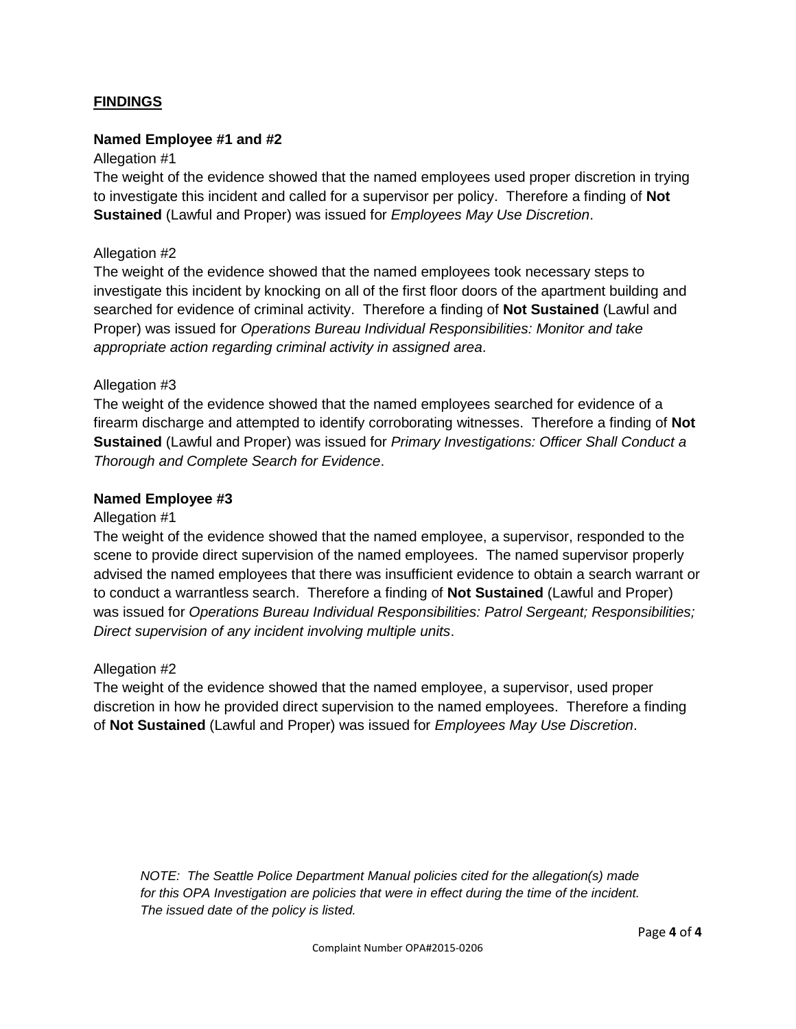## FINDINGS

### Named Employee #1 and #2

Allegation #1

The weight of the evidence showed that the named employees used proper discretion in trying to investigate this incident and called for a supervisor per policy. Therefore a finding of **Not Sustained** (Lawful and Proper) was issued for *Employees May Use Discretion*.

Allegation #2

The weight of the evidence showed that the named employees took necessary steps to investigate this incident by knocking on all of the first floor doors of the apartment building and searched for evidence of criminal activity. Therefore a finding of **Not Sustained** (Lawful and Proper) was issued for *Operations Bureau Individual Responsibilities: Monitor and take appropriate action regarding criminal activity in assigned area*.

Allegation #3

The weight of the evidence showed that the named employees searched for evidence of a firearm discharge and attempted to identify corroborating witnesses. Therefore a finding of **Not Sustained** (Lawful and Proper) was issued for *Primary Investigations: Officer Shall Conduct a Thorough and Complete Search for Evidence*.

### Named Employee #3

Allegation #1

The weight of the evidence showed that the named employee, a supervisor, responded to the scene to provide direct supervision of the named employees. The named supervisor properly advised the named employees that there was insufficient evidence to obtain a search warrant or to conduct a warrantless search. Therefore a finding of **Not Sustained** (Lawful and Proper) was issued for *Operations Bureau Individual Responsibilities: Patrol Sergeant; Responsibilities; Direct supervision of any incident involving multiple units*.

Allegation #2

The weight of the evidence showed that the named employee, a supervisor, used proper discretion in how he provided direct supervision to the named employees. Therefore a finding of **Not Sustained** (Lawful and Proper) was issued for *Employees May Use Discretion*.

*NOTE: The Seattle Police Department Manual policies cited for the allegation(s) made for this OPA Investigation are policies that were in effect during the time of the incident. The issued date of the policy is listed.*

Complaint Number OPA#2015-0206